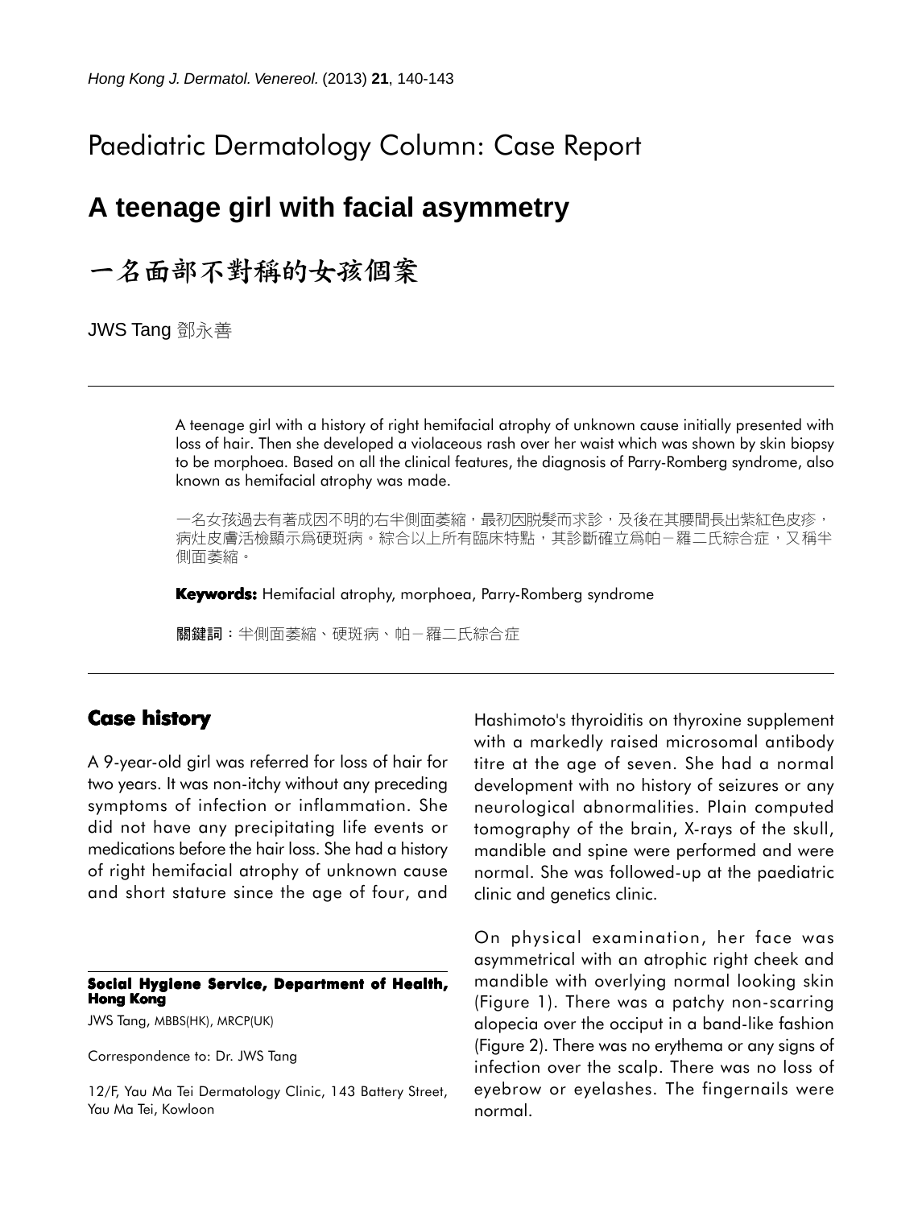# Paediatric Dermatology Column: Case Report

## A teenage girl with facial asymmetry

## 一名面部不對稱的女孩個案

JWS Tang 鄧永善

A teenage girl with a history of right hemifacial atrophy of unknown cause initially presented with loss of hair. Then she developed a violaceous rash over her waist which was shown by skin biopsy to be morphoea. Based on all the clinical features, the diagnosis of Parry-Romberg syndrome, also known as hemifacial atrophy was made.

一名女孩過去有著成因不明的右半側面萎縮，最初因脫髮而求診，及後在其腰間長出紫紅色皮疹，病灶皮膚活檢顯示爲硬斑病。綜合以上所有臨床特點，其診斷確立爲帕－羅二氏綜合症，又稱半側面萎縮。

**Keywords:** Hemifacial atrophy, morphoea, Parry-Romberg syndrome

**關鍵詞**：半側面萎縮、硬斑病、帕－羅二氏綜合症

### Case history

A 9-year-old girl was referred for loss of hair for two years. It was non-itchy without any preceding symptoms of infection or inflammation. She did not have any precipitating life events or medications before the hair loss. She had a history of right hemifacial atrophy of unknown cause and short stature since the age of four, and Hashimoto's thyroiditis on thyroxine supplement with a markedly raised microsomal antibody titre at the age of seven. She had a normal development with no history of seizures or any neurological abnormalities. Plain computed tomography of the brain, X-rays of the skull, mandible and spine were performed and were normal. She was followed-up at the paediatric clinic and genetics clinic.

On physical examination, her face was asymmetrical with an atrophic right cheek and mandible with overlying normal looking skin (Figure 1). There was a patchy non-scarring alopecia over the occiput in a band-like fashion (Figure 2). There was no erythema or any signs of infection over the scalp. There was no loss of eyebrow or eyelashes. The fingernails were normal.

**Social Hygiene Service, Department of Health, Hong Kong**

JWS Tang, MBBS(HK), MRCP(UK)

Correspondence to: Dr. JWS Tang

12/F, Yau Ma Tei Dermatology Clinic, 143 Battery Street, Yau Ma Tei, Kowloon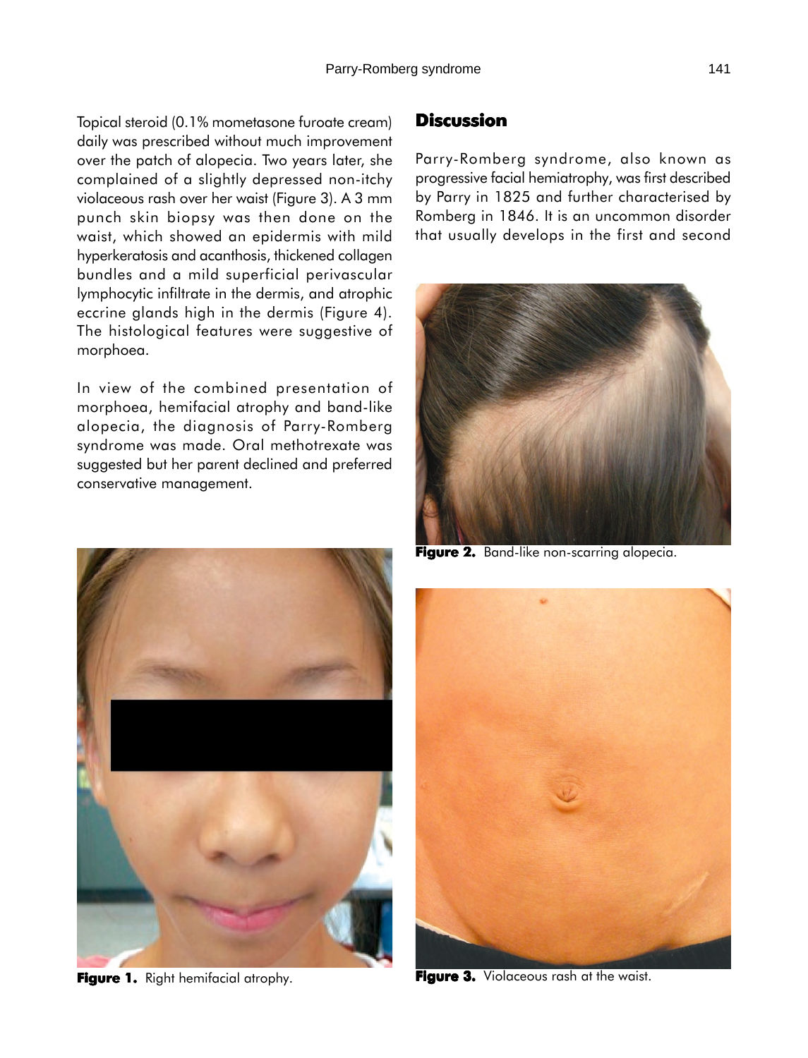Topical steroid (0.1% mometasone furoate cream) daily was prescribed without much improvement over the patch of alopecia. Two years later, she complained of a slightly depressed non-itchy violaceous rash over her waist (Figure 3). A 3 mm punch skin biopsy was then done on the waist, which showed an epidermis with mild hyperkeratosis and acanthosis, thickened collagen bundles and a mild superficial perivascular lymphocytic infiltrate in the dermis, and atrophic eccrine glands high in the dermis (Figure 4). The histological features were suggestive of morphoea.

In view of the combined presentation of morphoea, hemifacial atrophy and band-like alopecia, the diagnosis of Parry-Romberg syndrome was made. Oral methotrexate was suggested but her parent declined and preferred conservative management.

**Figure 1.** Right hemifacial atrophy.

## Discussion

Parry-Romberg syndrome, also known as progressive facial hemiatrophy, was first described by Parry in 1825 and further characterised by Romberg in 1846. It is an uncommon disorder that usually develops in the first and second

**Figure 2.** Band-like non-scarring alopecia.

**Figure 3.** Violaceous rash at the waist.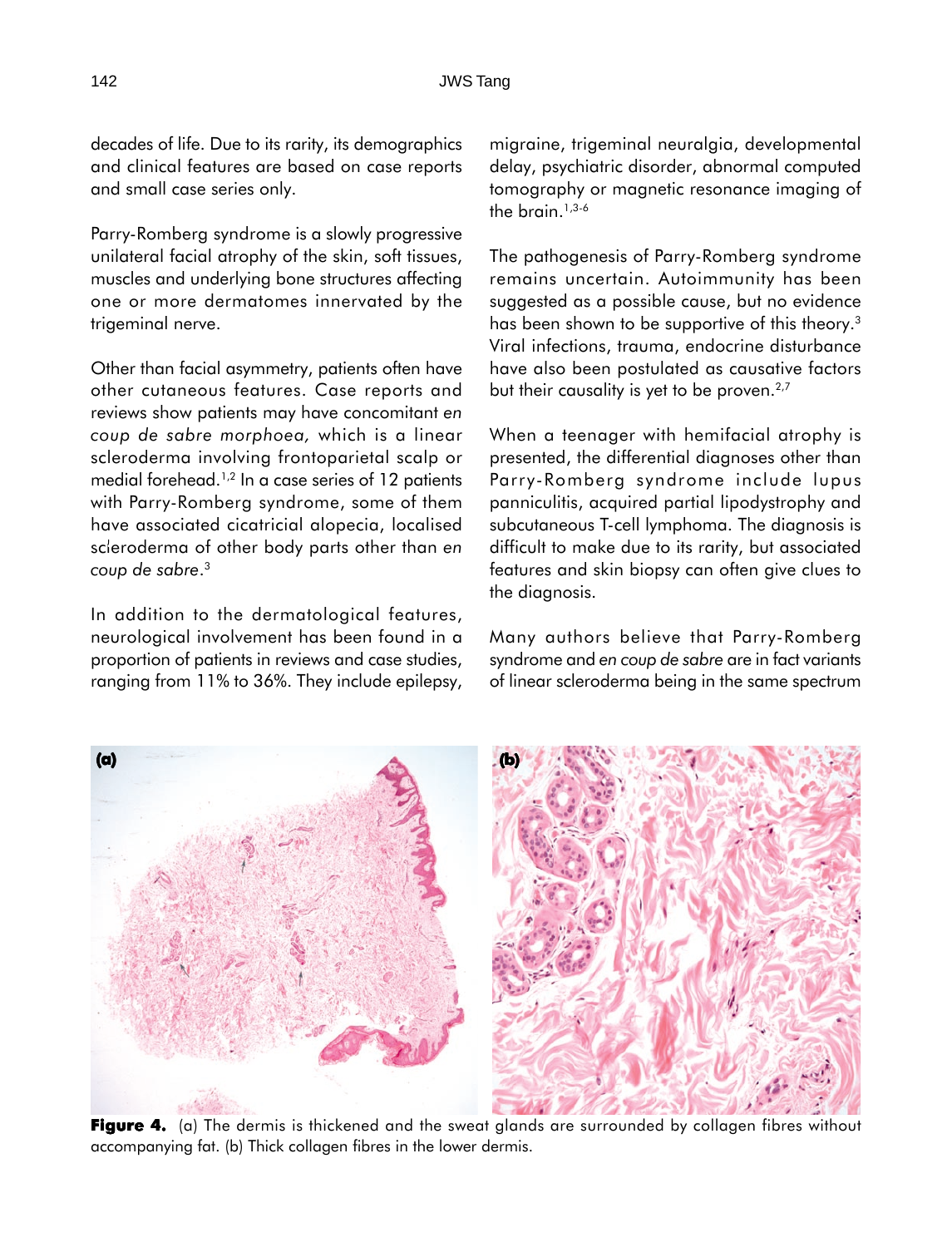decades of life. Due to its rarity, its demographics and clinical features are based on case reports and small case series only.

Parry-Romberg syndrome is a slowly progressive unilateral facial atrophy of the skin, soft tissues, muscles and underlying bone structures affecting one or more dermatomes innervated by the trigeminal nerve.

Other than facial asymmetry, patients often have other cutaneous features. Case reports and reviews show patients may have concomitant *en coup de sabre morphoea,* which is a linear scleroderma involving frontoparietal scalp or medial forehead.[1,2] In a case series of 12 patients with Parry-Romberg syndrome, some of them have associated cicatricial alopecia, localised scleroderma of other body parts other than *en coup de sabre*.[3]

In addition to the dermatological features, neurological involvement has been found in a proportion of patients in reviews and case studies, ranging from 11% to 36%. They include epilepsy, migraine, trigeminal neuralgia, developmental delay, psychiatric disorder, abnormal computed tomography or magnetic resonance imaging of the brain.[1,3-6]

The pathogenesis of Parry-Romberg syndrome remains uncertain. Autoimmunity has been suggested as a possible cause, but no evidence has been shown to be supportive of this theory.[3] Viral infections, trauma, endocrine disturbance have also been postulated as causative factors but their causality is yet to be proven.[2,7]

When a teenager with hemifacial atrophy is presented, the differential diagnoses other than Parry-Romberg syndrome include lupus panniculitis, acquired partial lipodystrophy and subcutaneous T-cell lymphoma. The diagnosis is difficult to make due to its rarity, but associated features and skin biopsy can often give clues to the diagnosis.

Many authors believe that Parry-Romberg syndrome and *en coup de sabre* are in fact variants of linear scleroderma being in the same spectrum

**Figure 4.** (a) The dermis is thickened and the sweat glands are surrounded by collagen fibres without accompanying fat. (b) Thick collagen fibres in the lower dermis.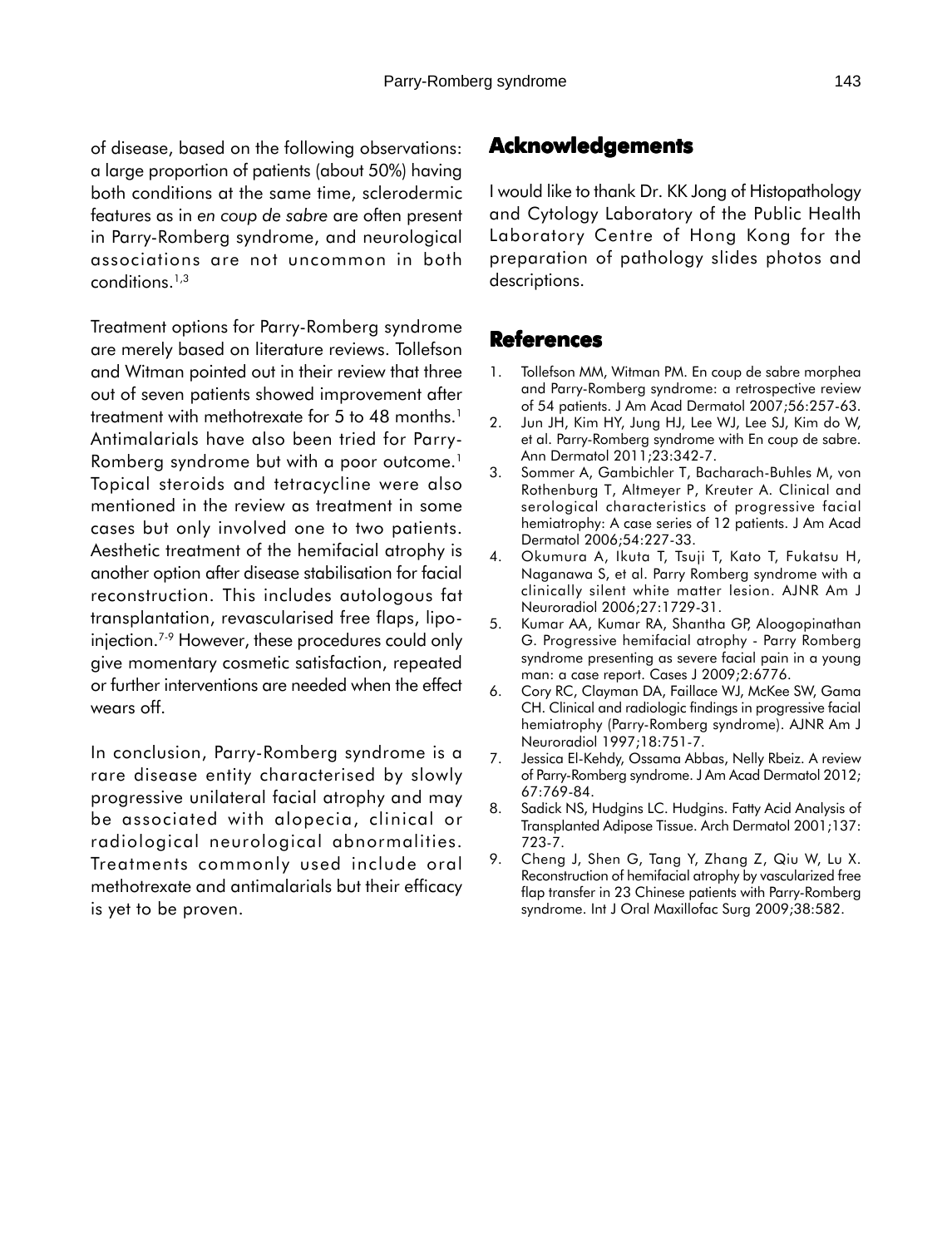of disease, based on the following observations: a large proportion of patients (about 50%) having both conditions at the same time, sclerodermic features as in *en coup de sabre* are often present in Parry-Romberg syndrome, and neurological associations are not uncommon in both conditions.[1,3]

Treatment options for Parry-Romberg syndrome are merely based on literature reviews. Tollefson and Witman pointed out in their review that three out of seven patients showed improvement after treatment with methotrexate for 5 to 48 months.[1] Antimalarials have also been tried for Parry-Romberg syndrome but with a poor outcome.[1] Topical steroids and tetracycline were also mentioned in the review as treatment in some cases but only involved one to two patients. Aesthetic treatment of the hemifacial atrophy is another option after disease stabilisation for facial reconstruction. This includes autologous fat transplantation, revascularised free flaps, lipo-injection.[7-9] However, these procedures could only give momentary cosmetic satisfaction, repeated or further interventions are needed when the effect wears off.

In conclusion, Parry-Romberg syndrome is a rare disease entity characterised by slowly progressive unilateral facial atrophy and may be associated with alopecia, clinical or radiological neurological abnormalities. Treatments commonly used include oral methotrexate and antimalarials but their efficacy is yet to be proven.

## Acknowledgements

I would like to thank Dr. KK Jong of Histopathology and Cytology Laboratory of the Public Health Laboratory Centre of Hong Kong for the preparation of pathology slides photos and descriptions.

## References

1. Tollefson MM, Witman PM. En coup de sabre morphea and Parry-Romberg syndrome: a retrospective review of 54 patients. J Am Acad Dermatol 2007;56:257-63.
2. Jun JH, Kim HY, Jung HJ, Lee WJ, Lee SJ, Kim do W, et al. Parry-Romberg syndrome with En coup de sabre. Ann Dermatol 2011;23:342-7.
3. Sommer A, Gambichler T, Bacharach-Buhles M, von Rothenburg T, Altmeyer P, Kreuter A. Clinical and serological characteristics of progressive facial hemiatrophy: A case series of 12 patients. J Am Acad Dermatol 2006;54:227-33.
4. Okumura A, Ikuta T, Tsuji T, Kato T, Fukatsu H, Naganawa S, et al. Parry Romberg syndrome with a clinically silent white matter lesion. AJNR Am J Neuroradiol 2006;27:1729-31.
5. Kumar AA, Kumar RA, Shantha GP, Aloogopinathan G. Progressive hemifacial atrophy - Parry Romberg syndrome presenting as severe facial pain in a young man: a case report. Cases J 2009;2:6776.
6. Cory RC, Clayman DA, Faillace WJ, McKee SW, Gama CH. Clinical and radiologic findings in progressive facial hemiatrophy (Parry-Romberg syndrome). AJNR Am J Neuroradiol 1997;18:751-7.
7. Jessica El-Kehdy, Ossama Abbas, Nelly Rbeiz. A review of Parry-Romberg syndrome. J Am Acad Dermatol 2012; 67:769-84.
8. Sadick NS, Hudgins LC. Hudgins. Fatty Acid Analysis of Transplanted Adipose Tissue. Arch Dermatol 2001;137: 723-7.
9. Cheng J, Shen G, Tang Y, Zhang Z, Qiu W, Lu X. Reconstruction of hemifacial atrophy by vascularized free flap transfer in 23 Chinese patients with Parry-Romberg syndrome. Int J Oral Maxillofac Surg 2009;38:582.